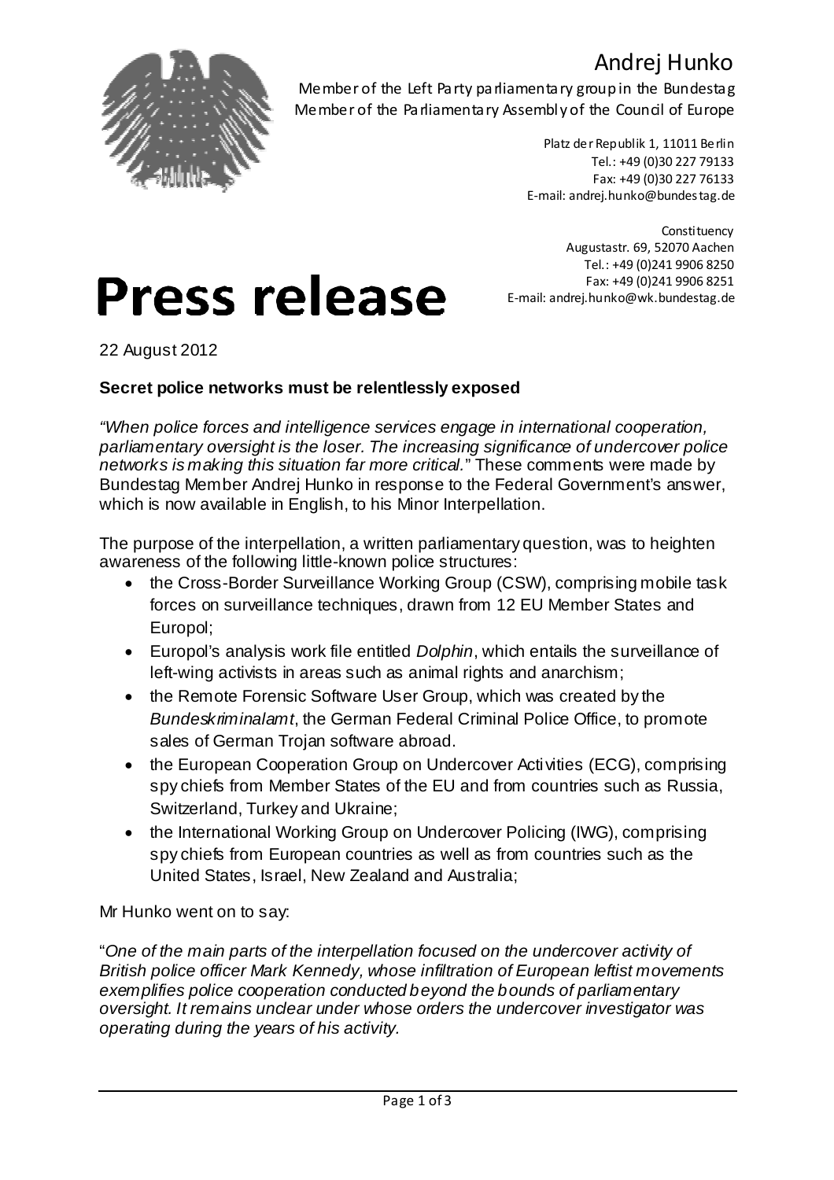# Andrej Hunko

Member of the Left Party parliamentary group in the Bundestag
Member of the Parliamentary Assembly of the Council of Europe

Platz der Republik 1, 11011 Berlin
Tel.: +49 (0)30 227 79133
Fax: +49 (0)30 227 76133
E-mail: andrej.hunko@bundestag.de

Constituency
Augustastr. 69, 52070 Aachen
Tel.: +49 (0)241 9906 8250
Fax: +49 (0)241 9906 8251
E-mail: andrej.hunko@wk.bundestag.de

# Press release

22 August 2012

**Secret police networks must be relentlessly exposed**

*"When police forces and intelligence services engage in international cooperation, parliamentary oversight is the loser. The increasing significance of undercover police networks is making this situation far more critical."* These comments were made by Bundestag Member Andrej Hunko in response to the Federal Government's answer, which is now available in English, to his Minor Interpellation.

The purpose of the interpellation, a written parliamentary question, was to heighten awareness of the following little-known police structures:

- the Cross-Border Surveillance Working Group (CSW), comprising mobile task forces on surveillance techniques, drawn from 12 EU Member States and Europol;
- Europol's analysis work file entitled *Dolphin*, which entails the surveillance of left-wing activists in areas such as animal rights and anarchism;
- the Remote Forensic Software User Group, which was created by the *Bundeskriminalamt*, the German Federal Criminal Police Office, to promote sales of German Trojan software abroad.
- the European Cooperation Group on Undercover Activities (ECG), comprising spy chiefs from Member States of the EU and from countries such as Russia, Switzerland, Turkey and Ukraine;
- the International Working Group on Undercover Policing (IWG), comprising spy chiefs from European countries as well as from countries such as the United States, Israel, New Zealand and Australia;

Mr Hunko went on to say:

"*One of the main parts of the interpellation focused on the undercover activity of British police officer Mark Kennedy, whose infiltration of European leftist movements exemplifies police cooperation conducted beyond the bounds of parliamentary oversight. It remains unclear under whose orders the undercover investigator was operating during the years of his activity.*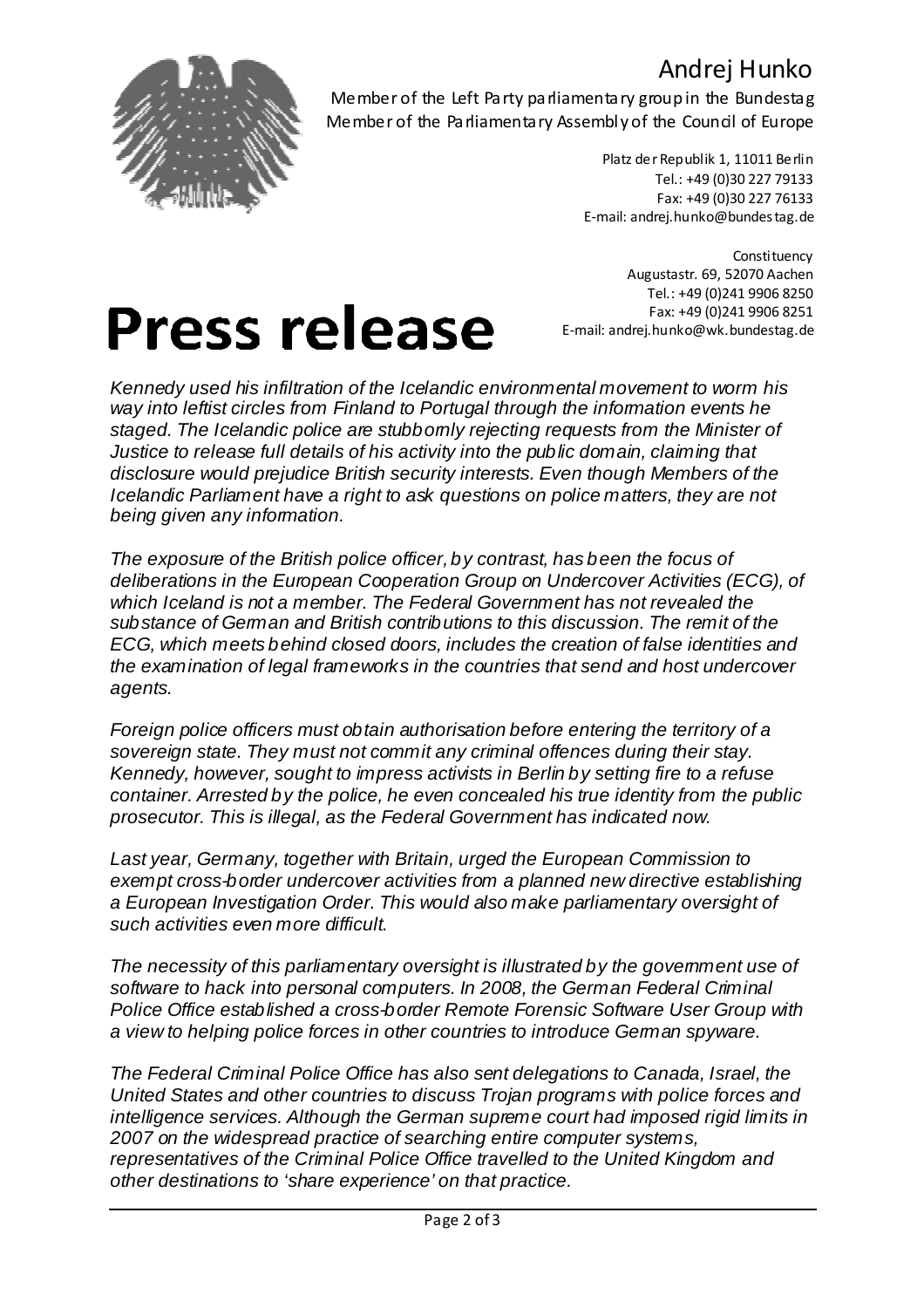# Andrej Hunko

Member of the Left Party parliamentary group in the Bundestag
Member of the Parliamentary Assembly of the Council of Europe

Platz der Republik 1, 11011 Berlin
Tel.: +49 (0)30 227 79133
Fax: +49 (0)30 227 76133
E-mail: andrej.hunko@bundestag.de

Constituency
Augustastr. 69, 52070 Aachen
Tel.: +49 (0)241 9906 8250
Fax: +49 (0)241 9906 8251
E-mail: andrej.hunko@wk.bundestag.de

# Press release

*Kennedy used his infiltration of the Icelandic environmental movement to worm his way into leftist circles from Finland to Portugal through the information events he staged. The Icelandic police are stubbornly rejecting requests from the Minister of Justice to release full details of his activity into the public domain, claiming that disclosure would prejudice British security interests. Even though Members of the Icelandic Parliament have a right to ask questions on police matters, they are not being given any information.*

*The exposure of the British police officer, by contrast, has been the focus of deliberations in the European Cooperation Group on Undercover Activities (ECG), of which Iceland is not a member. The Federal Government has not revealed the substance of German and British contributions to this discussion. The remit of the ECG, which meets behind closed doors, includes the creation of false identities and the examination of legal frameworks in the countries that send and host undercover agents.*

*Foreign police officers must obtain authorisation before entering the territory of a sovereign state. They must not commit any criminal offences during their stay. Kennedy, however, sought to impress activists in Berlin by setting fire to a refuse container. Arrested by the police, he even concealed his true identity from the public prosecutor. This is illegal, as the Federal Government has indicated now.*

*Last year, Germany, together with Britain, urged the European Commission to exempt cross-border undercover activities from a planned new directive establishing a European Investigation Order. This would also make parliamentary oversight of such activities even more difficult.*

*The necessity of this parliamentary oversight is illustrated by the government use of software to hack into personal computers. In 2008, the German Federal Criminal Police Office established a cross-border Remote Forensic Software User Group with a view to helping police forces in other countries to introduce German spyware.*

*The Federal Criminal Police Office has also sent delegations to Canada, Israel, the United States and other countries to discuss Trojan programs with police forces and intelligence services. Although the German supreme court had imposed rigid limits in 2007 on the widespread practice of searching entire computer systems, representatives of the Criminal Police Office travelled to the United Kingdom and other destinations to 'share experience' on that practice.*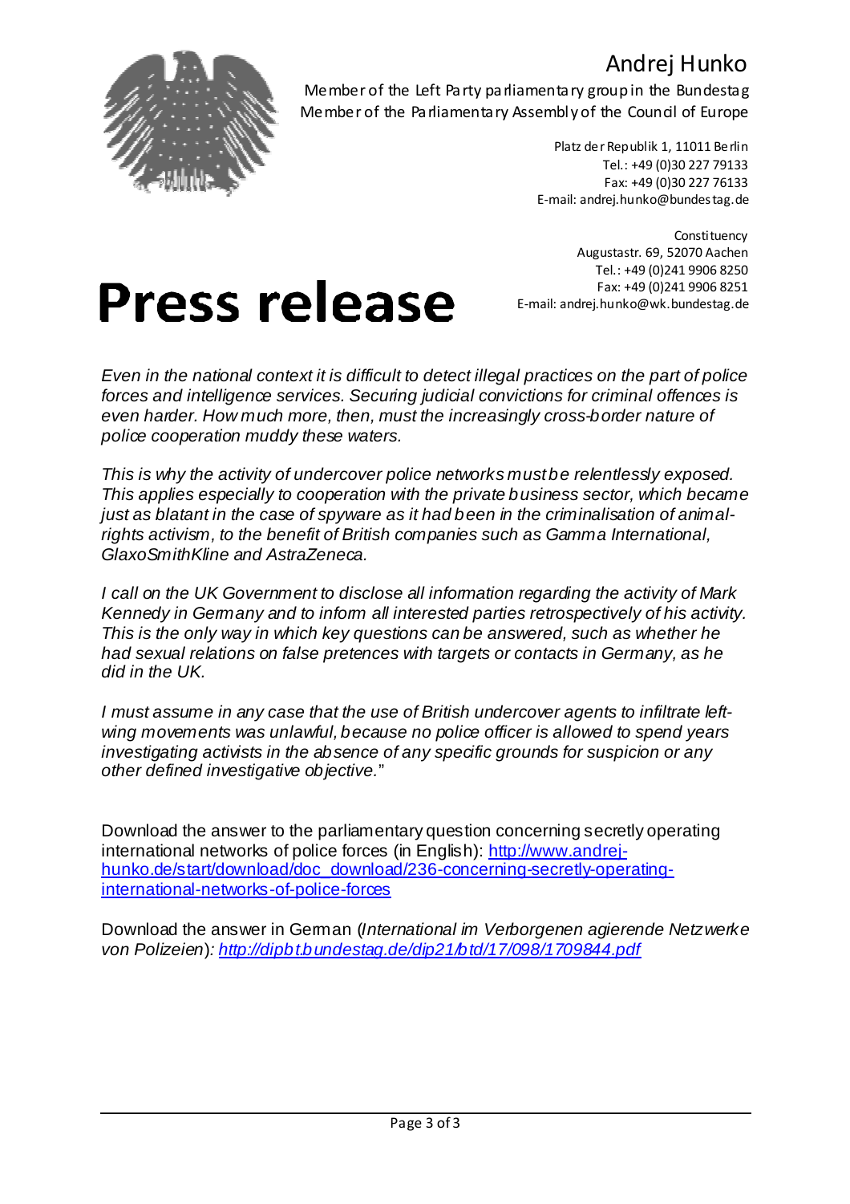# Andrej Hunko

Member of the Left Party parliamentary group in the Bundestag
Member of the Parliamentary Assembly of the Council of Europe

Platz der Republik 1, 11011 Berlin
Tel.: +49 (0)30 227 79133
Fax: +49 (0)30 227 76133
E-mail: andrej.hunko@bundestag.de

Constituency
Augustastr. 69, 52070 Aachen
Tel.: +49 (0)241 9906 8250
Fax: +49 (0)241 9906 8251
E-mail: andrej.hunko@wk.bundestag.de

# Press release

*Even in the national context it is difficult to detect illegal practices on the part of police forces and intelligence services. Securing judicial convictions for criminal offences is even harder. How much more, then, must the increasingly cross-border nature of police cooperation muddy these waters.*

*This is why the activity of undercover police networks must be relentlessly exposed. This applies especially to cooperation with the private business sector, which became just as blatant in the case of spyware as it had been in the criminalisation of animal-rights activism, to the benefit of British companies such as Gamma International, GlaxoSmithKline and AstraZeneca.*

*I call on the UK Government to disclose all information regarding the activity of Mark Kennedy in Germany and to inform all interested parties retrospectively of his activity. This is the only way in which key questions can be answered, such as whether he had sexual relations on false pretences with targets or contacts in Germany, as he did in the UK.*

*I must assume in any case that the use of British undercover agents to infiltrate left-wing movements was unlawful, because no police officer is allowed to spend years investigating activists in the absence of any specific grounds for suspicion or any other defined investigative objective.*"

Download the answer to the parliamentary question concerning secretly operating international networks of police forces (in English): http://www.andrej-hunko.de/start/download/doc_download/236-concerning-secretly-operating-international-networks-of-police-forces

Download the answer in German (*International im Verborgenen agierende Netzwerke von Polizeien*): *http://dipbt.bundestag.de/dip21/btd/17/098/1709844.pdf*